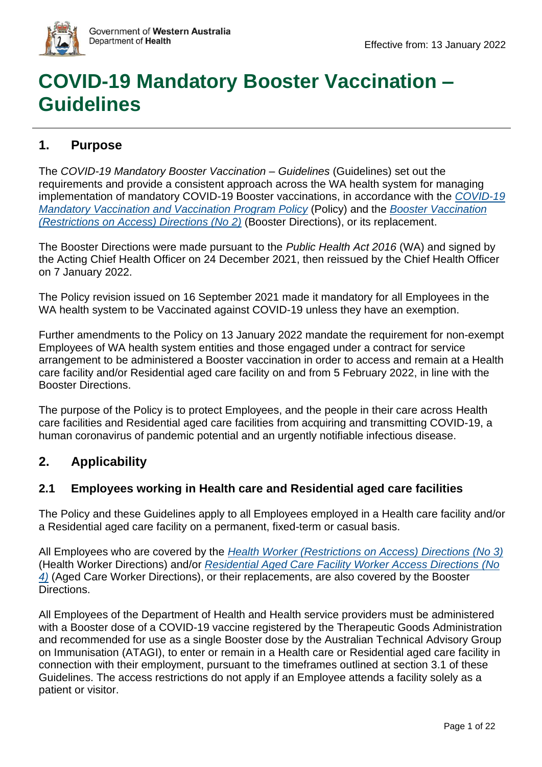Government of **Western Australia**
Department of **Health**

Effective from: 13 January 2022

# COVID-19 Mandatory Booster Vaccination – Guidelines

## 1. Purpose

The *COVID-19 Mandatory Booster Vaccination – Guidelines* (Guidelines) set out the requirements and provide a consistent approach across the WA health system for managing implementation of mandatory COVID-19 Booster vaccinations, in accordance with the *COVID-19 Mandatory Vaccination and Vaccination Program Policy* (Policy) and the *Booster Vaccination (Restrictions on Access) Directions (No 2)* (Booster Directions), or its replacement.

The Booster Directions were made pursuant to the *Public Health Act 2016* (WA) and signed by the Acting Chief Health Officer on 24 December 2021, then reissued by the Chief Health Officer on 7 January 2022.

The Policy revision issued on 16 September 2021 made it mandatory for all Employees in the WA health system to be Vaccinated against COVID-19 unless they have an exemption.

Further amendments to the Policy on 13 January 2022 mandate the requirement for non-exempt Employees of WA health system entities and those engaged under a contract for service arrangement to be administered a Booster vaccination in order to access and remain at a Health care facility and/or Residential aged care facility on and from 5 February 2022, in line with the Booster Directions.

The purpose of the Policy is to protect Employees, and the people in their care across Health care facilities and Residential aged care facilities from acquiring and transmitting COVID-19, a human coronavirus of pandemic potential and an urgently notifiable infectious disease.

## 2. Applicability

### 2.1 Employees working in Health care and Residential aged care facilities

The Policy and these Guidelines apply to all Employees employed in a Health care facility and/or a Residential aged care facility on a permanent, fixed-term or casual basis.

All Employees who are covered by the *Health Worker (Restrictions on Access) Directions (No 3)* (Health Worker Directions) and/or *Residential Aged Care Facility Worker Access Directions (No 4)* (Aged Care Worker Directions), or their replacements, are also covered by the Booster Directions.

All Employees of the Department of Health and Health service providers must be administered with a Booster dose of a COVID-19 vaccine registered by the Therapeutic Goods Administration and recommended for use as a single Booster dose by the Australian Technical Advisory Group on Immunisation (ATAGI), to enter or remain in a Health care or Residential aged care facility in connection with their employment, pursuant to the timeframes outlined at section 3.1 of these Guidelines. The access restrictions do not apply if an Employee attends a facility solely as a patient or visitor.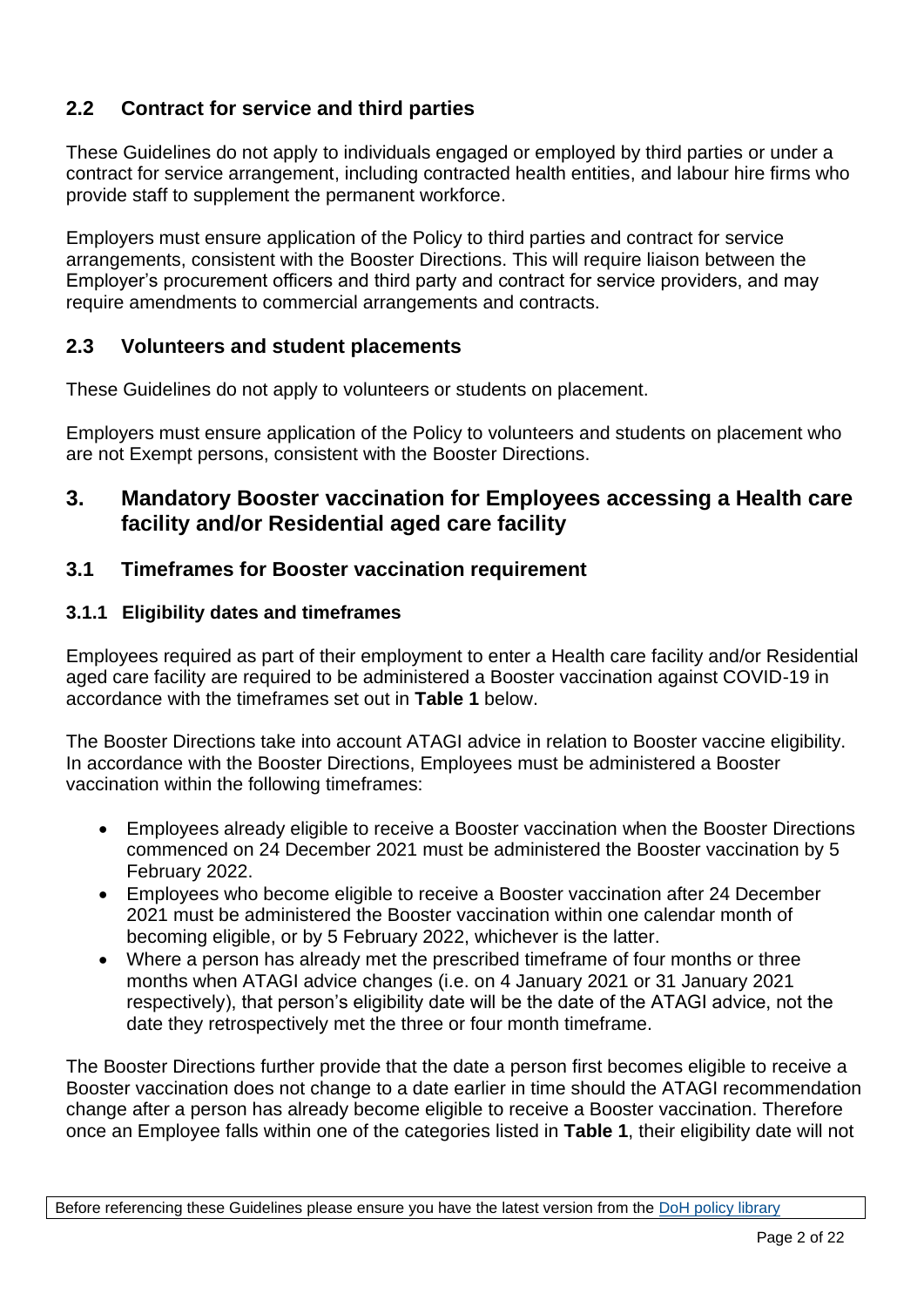## 2.2 Contract for service and third parties

These Guidelines do not apply to individuals engaged or employed by third parties or under a contract for service arrangement, including contracted health entities, and labour hire firms who provide staff to supplement the permanent workforce.

Employers must ensure application of the Policy to third parties and contract for service arrangements, consistent with the Booster Directions. This will require liaison between the Employer's procurement officers and third party and contract for service providers, and may require amendments to commercial arrangements and contracts.

## 2.3 Volunteers and student placements

These Guidelines do not apply to volunteers or students on placement.

Employers must ensure application of the Policy to volunteers and students on placement who are not Exempt persons, consistent with the Booster Directions.

# 3. Mandatory Booster vaccination for Employees accessing a Health care facility and/or Residential aged care facility

## 3.1 Timeframes for Booster vaccination requirement

### 3.1.1 Eligibility dates and timeframes

Employees required as part of their employment to enter a Health care facility and/or Residential aged care facility are required to be administered a Booster vaccination against COVID-19 in accordance with the timeframes set out in **Table 1** below.

The Booster Directions take into account ATAGI advice in relation to Booster vaccine eligibility. In accordance with the Booster Directions, Employees must be administered a Booster vaccination within the following timeframes:

- Employees already eligible to receive a Booster vaccination when the Booster Directions commenced on 24 December 2021 must be administered the Booster vaccination by 5 February 2022.
- Employees who become eligible to receive a Booster vaccination after 24 December 2021 must be administered the Booster vaccination within one calendar month of becoming eligible, or by 5 February 2022, whichever is the latter.
- Where a person has already met the prescribed timeframe of four months or three months when ATAGI advice changes (i.e. on 4 January 2021 or 31 January 2021 respectively), that person's eligibility date will be the date of the ATAGI advice, not the date they retrospectively met the three or four month timeframe.

The Booster Directions further provide that the date a person first becomes eligible to receive a Booster vaccination does not change to a date earlier in time should the ATAGI recommendation change after a person has already become eligible to receive a Booster vaccination. Therefore once an Employee falls within one of the categories listed in **Table 1**, their eligibility date will not

Before referencing these Guidelines please ensure you have the latest version from the [DoH policy library]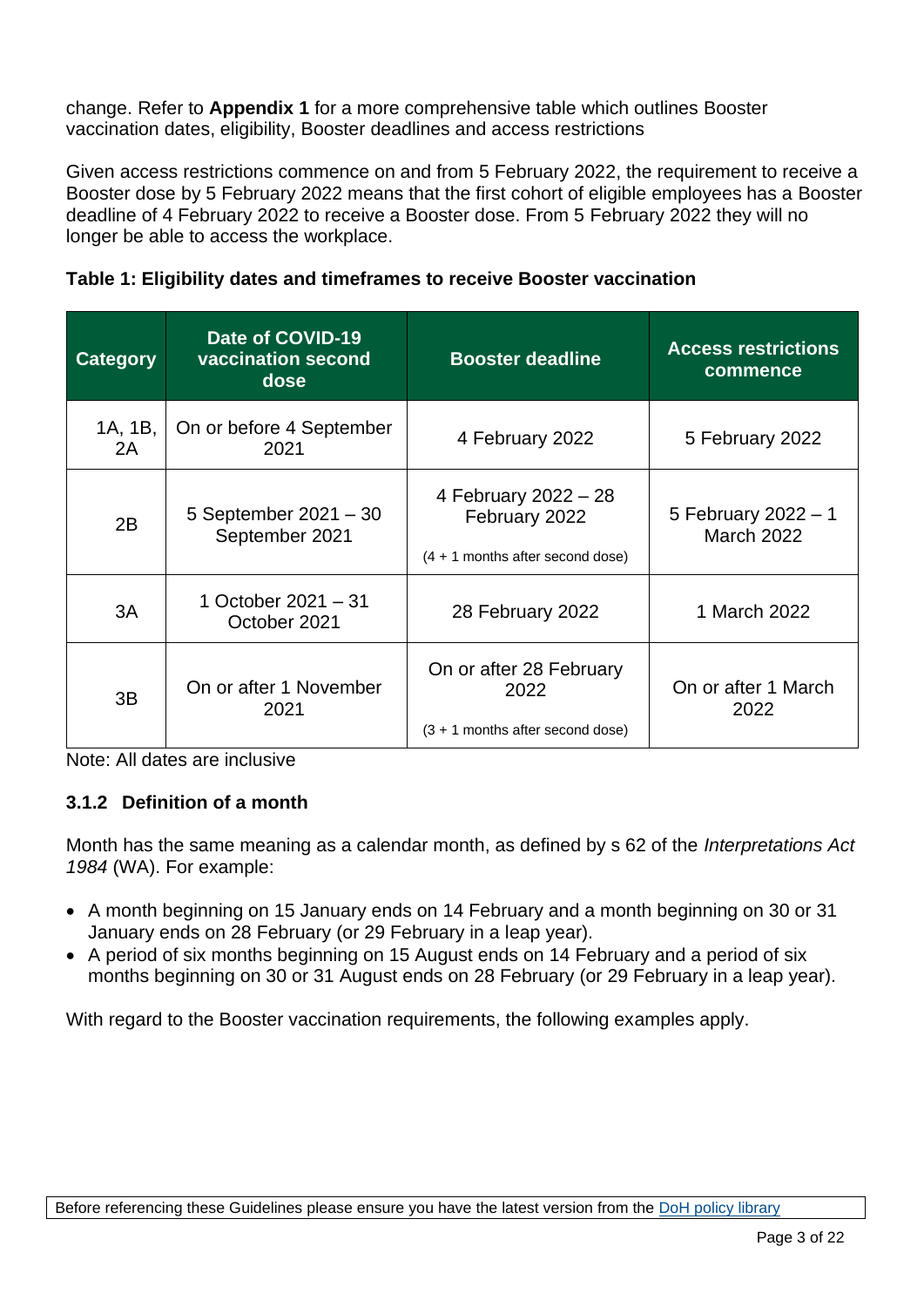change. Refer to **Appendix 1** for a more comprehensive table which outlines Booster vaccination dates, eligibility, Booster deadlines and access restrictions

Given access restrictions commence on and from 5 February 2022, the requirement to receive a Booster dose by 5 February 2022 means that the first cohort of eligible employees has a Booster deadline of 4 February 2022 to receive a Booster dose. From 5 February 2022 they will no longer be able to access the workplace.

**Table 1: Eligibility dates and timeframes to receive Booster vaccination**

| Category | Date of COVID-19 vaccination second dose | Booster deadline | Access restrictions commence |
|---|---|---|---|
| 1A, 1B, 2A | On or before 4 September 2021 | 4 February 2022 | 5 February 2022 |
| 2B | 5 September 2021 – 30 September 2021 | 4 February 2022 – 28 February 2022 (4 + 1 months after second dose) | 5 February 2022 – 1 March 2022 |
| 3A | 1 October 2021 – 31 October 2021 | 28 February 2022 | 1 March 2022 |
| 3B | On or after 1 November 2021 | On or after 28 February 2022 (3 + 1 months after second dose) | On or after 1 March 2022 |

Note: All dates are inclusive

### 3.1.2 Definition of a month

Month has the same meaning as a calendar month, as defined by s 62 of the *Interpretations Act 1984* (WA). For example:

- A month beginning on 15 January ends on 14 February and a month beginning on 30 or 31 January ends on 28 February (or 29 February in a leap year).
- A period of six months beginning on 15 August ends on 14 February and a period of six months beginning on 30 or 31 August ends on 28 February (or 29 February in a leap year).

With regard to the Booster vaccination requirements, the following examples apply.

Before referencing these Guidelines please ensure you have the latest version from the DoH policy library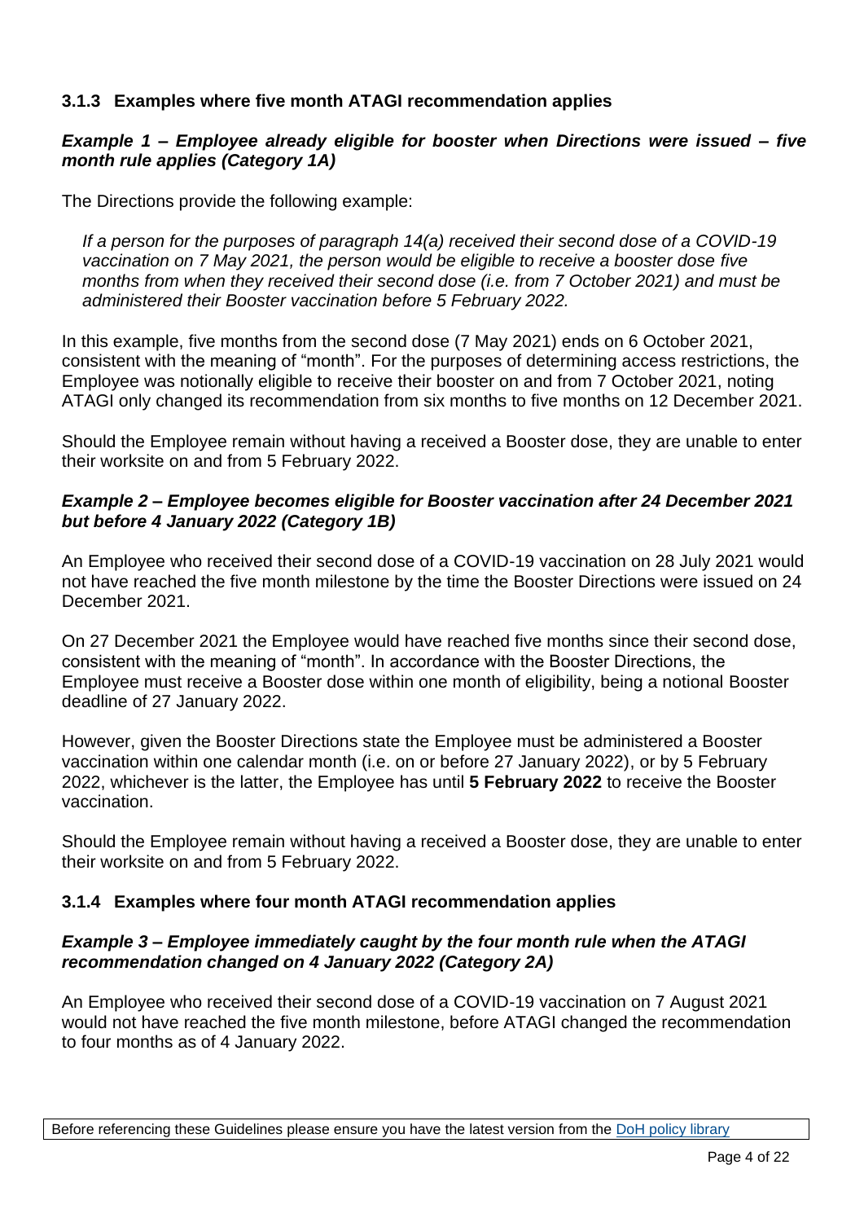### 3.1.3 Examples where five month ATAGI recommendation applies

***Example 1 – Employee already eligible for booster when Directions were issued – five month rule applies (Category 1A)***

The Directions provide the following example:

> *If a person for the purposes of paragraph 14(a) received their second dose of a COVID-19 vaccination on 7 May 2021, the person would be eligible to receive a booster dose five months from when they received their second dose (i.e. from 7 October 2021) and must be administered their Booster vaccination before 5 February 2022.*

In this example, five months from the second dose (7 May 2021) ends on 6 October 2021, consistent with the meaning of "month". For the purposes of determining access restrictions, the Employee was notionally eligible to receive their booster on and from 7 October 2021, noting ATAGI only changed its recommendation from six months to five months on 12 December 2021.

Should the Employee remain without having a received a Booster dose, they are unable to enter their worksite on and from 5 February 2022.

***Example 2 – Employee becomes eligible for Booster vaccination after 24 December 2021 but before 4 January 2022 (Category 1B)***

An Employee who received their second dose of a COVID-19 vaccination on 28 July 2021 would not have reached the five month milestone by the time the Booster Directions were issued on 24 December 2021.

On 27 December 2021 the Employee would have reached five months since their second dose, consistent with the meaning of "month". In accordance with the Booster Directions, the Employee must receive a Booster dose within one month of eligibility, being a notional Booster deadline of 27 January 2022.

However, given the Booster Directions state the Employee must be administered a Booster vaccination within one calendar month (i.e. on or before 27 January 2022), or by 5 February 2022, whichever is the latter, the Employee has until **5 February 2022** to receive the Booster vaccination.

Should the Employee remain without having a received a Booster dose, they are unable to enter their worksite on and from 5 February 2022.

### 3.1.4 Examples where four month ATAGI recommendation applies

***Example 3 – Employee immediately caught by the four month rule when the ATAGI recommendation changed on 4 January 2022 (Category 2A)***

An Employee who received their second dose of a COVID-19 vaccination on 7 August 2021 would not have reached the five month milestone, before ATAGI changed the recommendation to four months as of 4 January 2022.

Before referencing these Guidelines please ensure you have the latest version from the DoH policy library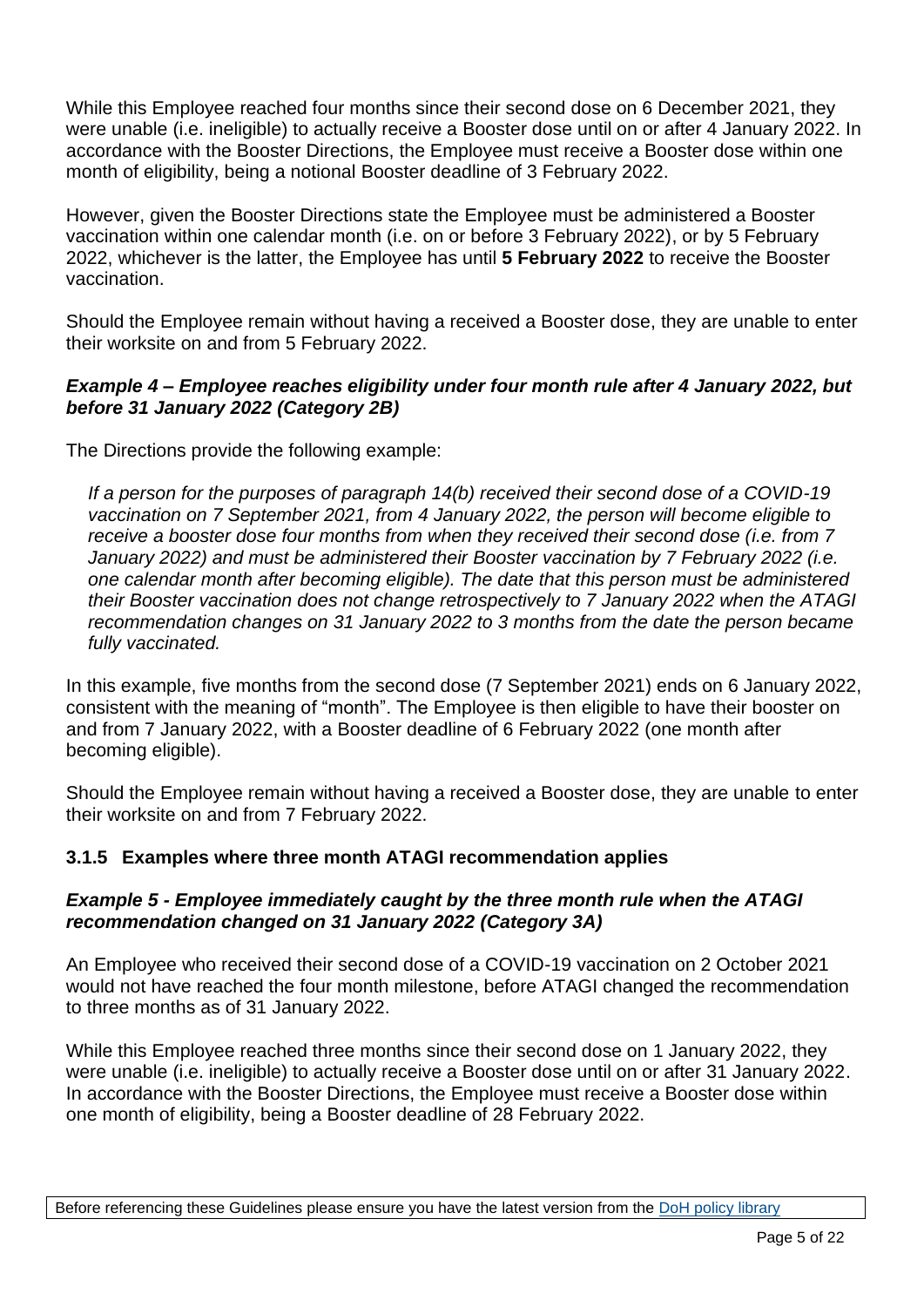While this Employee reached four months since their second dose on 6 December 2021, they were unable (i.e. ineligible) to actually receive a Booster dose until on or after 4 January 2022. In accordance with the Booster Directions, the Employee must receive a Booster dose within one month of eligibility, being a notional Booster deadline of 3 February 2022.

However, given the Booster Directions state the Employee must be administered a Booster vaccination within one calendar month (i.e. on or before 3 February 2022), or by 5 February 2022, whichever is the latter, the Employee has until **5 February 2022** to receive the Booster vaccination.

Should the Employee remain without having a received a Booster dose, they are unable to enter their worksite on and from 5 February 2022.

***Example 4 – Employee reaches eligibility under four month rule after 4 January 2022, but before 31 January 2022 (Category 2B)***

The Directions provide the following example:

> *If a person for the purposes of paragraph 14(b) received their second dose of a COVID-19 vaccination on 7 September 2021, from 4 January 2022, the person will become eligible to receive a booster dose four months from when they received their second dose (i.e. from 7 January 2022) and must be administered their Booster vaccination by 7 February 2022 (i.e. one calendar month after becoming eligible). The date that this person must be administered their Booster vaccination does not change retrospectively to 7 January 2022 when the ATAGI recommendation changes on 31 January 2022 to 3 months from the date the person became fully vaccinated.*

In this example, five months from the second dose (7 September 2021) ends on 6 January 2022, consistent with the meaning of "month". The Employee is then eligible to have their booster on and from 7 January 2022, with a Booster deadline of 6 February 2022 (one month after becoming eligible).

Should the Employee remain without having a received a Booster dose, they are unable to enter their worksite on and from 7 February 2022.

### 3.1.5 Examples where three month ATAGI recommendation applies

***Example 5 - Employee immediately caught by the three month rule when the ATAGI recommendation changed on 31 January 2022 (Category 3A)***

An Employee who received their second dose of a COVID-19 vaccination on 2 October 2021 would not have reached the four month milestone, before ATAGI changed the recommendation to three months as of 31 January 2022.

While this Employee reached three months since their second dose on 1 January 2022, they were unable (i.e. ineligible) to actually receive a Booster dose until on or after 31 January 2022. In accordance with the Booster Directions, the Employee must receive a Booster dose within one month of eligibility, being a Booster deadline of 28 February 2022.

Before referencing these Guidelines please ensure you have the latest version from the DoH policy library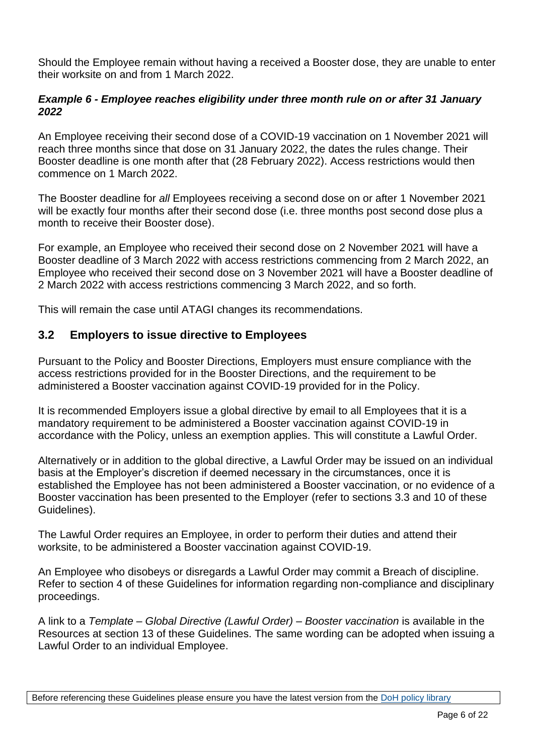Should the Employee remain without having a received a Booster dose, they are unable to enter their worksite on and from 1 March 2022.

#### *Example 6 - Employee reaches eligibility under three month rule on or after 31 January 2022*

An Employee receiving their second dose of a COVID-19 vaccination on 1 November 2021 will reach three months since that dose on 31 January 2022, the dates the rules change. Their Booster deadline is one month after that (28 February 2022). Access restrictions would then commence on 1 March 2022.

The Booster deadline for *all* Employees receiving a second dose on or after 1 November 2021 will be exactly four months after their second dose (i.e. three months post second dose plus a month to receive their Booster dose).

For example, an Employee who received their second dose on 2 November 2021 will have a Booster deadline of 3 March 2022 with access restrictions commencing from 2 March 2022, an Employee who received their second dose on 3 November 2021 will have a Booster deadline of 2 March 2022 with access restrictions commencing 3 March 2022, and so forth.

This will remain the case until ATAGI changes its recommendations.

### 3.2 Employers to issue directive to Employees

Pursuant to the Policy and Booster Directions, Employers must ensure compliance with the access restrictions provided for in the Booster Directions, and the requirement to be administered a Booster vaccination against COVID-19 provided for in the Policy.

It is recommended Employers issue a global directive by email to all Employees that it is a mandatory requirement to be administered a Booster vaccination against COVID-19 in accordance with the Policy, unless an exemption applies. This will constitute a Lawful Order.

Alternatively or in addition to the global directive, a Lawful Order may be issued on an individual basis at the Employer's discretion if deemed necessary in the circumstances, once it is established the Employee has not been administered a Booster vaccination, or no evidence of a Booster vaccination has been presented to the Employer (refer to sections 3.3 and 10 of these Guidelines).

The Lawful Order requires an Employee, in order to perform their duties and attend their worksite, to be administered a Booster vaccination against COVID-19.

An Employee who disobeys or disregards a Lawful Order may commit a Breach of discipline. Refer to section 4 of these Guidelines for information regarding non-compliance and disciplinary proceedings.

A link to a *Template – Global Directive (Lawful Order) – Booster vaccination* is available in the Resources at section 13 of these Guidelines. The same wording can be adopted when issuing a Lawful Order to an individual Employee.

Before referencing these Guidelines please ensure you have the latest version from the DoH policy library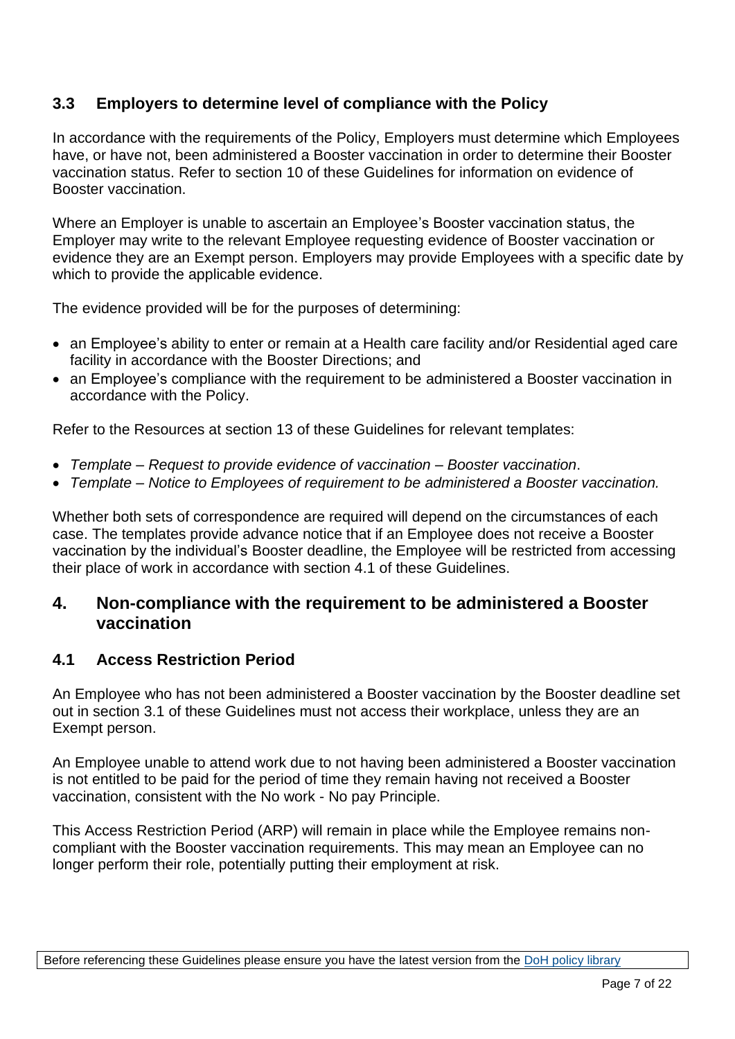### 3.3 Employers to determine level of compliance with the Policy

In accordance with the requirements of the Policy, Employers must determine which Employees have, or have not, been administered a Booster vaccination in order to determine their Booster vaccination status. Refer to section 10 of these Guidelines for information on evidence of Booster vaccination.

Where an Employer is unable to ascertain an Employee's Booster vaccination status, the Employer may write to the relevant Employee requesting evidence of Booster vaccination or evidence they are an Exempt person. Employers may provide Employees with a specific date by which to provide the applicable evidence.

The evidence provided will be for the purposes of determining:

- an Employee's ability to enter or remain at a Health care facility and/or Residential aged care facility in accordance with the Booster Directions; and
- an Employee's compliance with the requirement to be administered a Booster vaccination in accordance with the Policy.

Refer to the Resources at section 13 of these Guidelines for relevant templates:

- *Template – Request to provide evidence of vaccination – Booster vaccination*.
- *Template – Notice to Employees of requirement to be administered a Booster vaccination.*

Whether both sets of correspondence are required will depend on the circumstances of each case. The templates provide advance notice that if an Employee does not receive a Booster vaccination by the individual's Booster deadline, the Employee will be restricted from accessing their place of work in accordance with section 4.1 of these Guidelines.

## 4. Non-compliance with the requirement to be administered a Booster vaccination

### 4.1 Access Restriction Period

An Employee who has not been administered a Booster vaccination by the Booster deadline set out in section 3.1 of these Guidelines must not access their workplace, unless they are an Exempt person.

An Employee unable to attend work due to not having been administered a Booster vaccination is not entitled to be paid for the period of time they remain having not received a Booster vaccination, consistent with the No work - No pay Principle.

This Access Restriction Period (ARP) will remain in place while the Employee remains non-compliant with the Booster vaccination requirements. This may mean an Employee can no longer perform their role, potentially putting their employment at risk.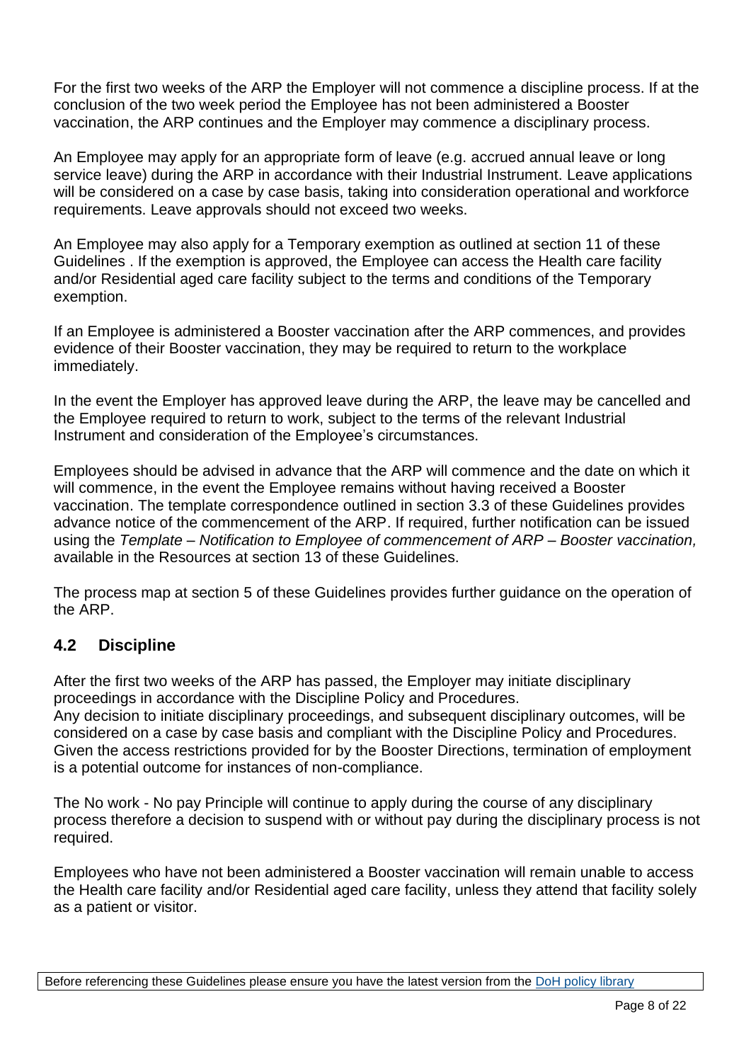For the first two weeks of the ARP the Employer will not commence a discipline process. If at the conclusion of the two week period the Employee has not been administered a Booster vaccination, the ARP continues and the Employer may commence a disciplinary process.

An Employee may apply for an appropriate form of leave (e.g. accrued annual leave or long service leave) during the ARP in accordance with their Industrial Instrument. Leave applications will be considered on a case by case basis, taking into consideration operational and workforce requirements. Leave approvals should not exceed two weeks.

An Employee may also apply for a Temporary exemption as outlined at section 11 of these Guidelines . If the exemption is approved, the Employee can access the Health care facility and/or Residential aged care facility subject to the terms and conditions of the Temporary exemption.

If an Employee is administered a Booster vaccination after the ARP commences, and provides evidence of their Booster vaccination, they may be required to return to the workplace immediately.

In the event the Employer has approved leave during the ARP, the leave may be cancelled and the Employee required to return to work, subject to the terms of the relevant Industrial Instrument and consideration of the Employee's circumstances.

Employees should be advised in advance that the ARP will commence and the date on which it will commence, in the event the Employee remains without having received a Booster vaccination. The template correspondence outlined in section 3.3 of these Guidelines provides advance notice of the commencement of the ARP. If required, further notification can be issued using the *Template – Notification to Employee of commencement of ARP – Booster vaccination,* available in the Resources at section 13 of these Guidelines.

The process map at section 5 of these Guidelines provides further guidance on the operation of the ARP.

## 4.2 Discipline

After the first two weeks of the ARP has passed, the Employer may initiate disciplinary proceedings in accordance with the Discipline Policy and Procedures.
Any decision to initiate disciplinary proceedings, and subsequent disciplinary outcomes, will be considered on a case by case basis and compliant with the Discipline Policy and Procedures. Given the access restrictions provided for by the Booster Directions, termination of employment is a potential outcome for instances of non-compliance.

The No work - No pay Principle will continue to apply during the course of any disciplinary process therefore a decision to suspend with or without pay during the disciplinary process is not required.

Employees who have not been administered a Booster vaccination will remain unable to access the Health care facility and/or Residential aged care facility, unless they attend that facility solely as a patient or visitor.

Before referencing these Guidelines please ensure you have the latest version from the [DoH policy library]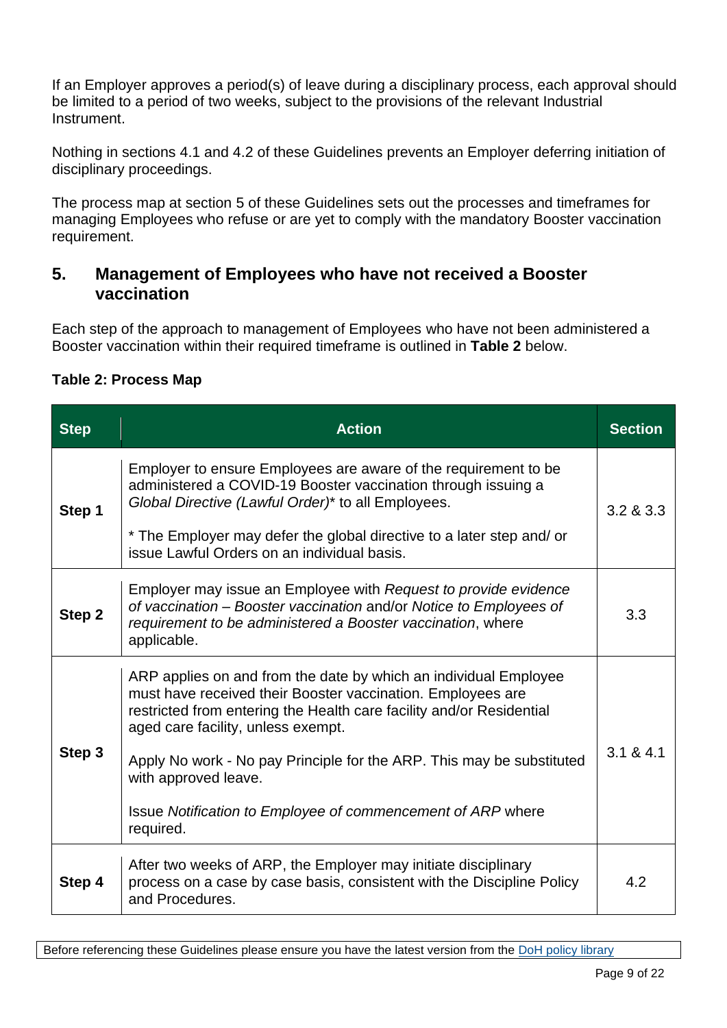If an Employer approves a period(s) of leave during a disciplinary process, each approval should be limited to a period of two weeks, subject to the provisions of the relevant Industrial Instrument.

Nothing in sections 4.1 and 4.2 of these Guidelines prevents an Employer deferring initiation of disciplinary proceedings.

The process map at section 5 of these Guidelines sets out the processes and timeframes for managing Employees who refuse or are yet to comply with the mandatory Booster vaccination requirement.

## 5. Management of Employees who have not received a Booster vaccination

Each step of the approach to management of Employees who have not been administered a Booster vaccination within their required timeframe is outlined in **Table 2** below.

**Table 2: Process Map**

| Step | Action | Section |
|---|---|---|
| **Step 1** | Employer to ensure Employees are aware of the requirement to be administered a COVID-19 Booster vaccination through issuing a *Global Directive (Lawful Order)** to all Employees.<br><br>* The Employer may defer the global directive to a later step and/ or issue Lawful Orders on an individual basis. | 3.2 & 3.3 |
| **Step 2** | Employer may issue an Employee with *Request to provide evidence of vaccination – Booster vaccination* and/or *Notice to Employees of requirement to be administered a Booster vaccination*, where applicable. | 3.3 |
| **Step 3** | ARP applies on and from the date by which an individual Employee must have received their Booster vaccination. Employees are restricted from entering the Health care facility and/or Residential aged care facility, unless exempt.<br><br>Apply No work - No pay Principle for the ARP. This may be substituted with approved leave.<br><br>Issue *Notification to Employee of commencement of ARP* where required. | 3.1 & 4.1 |
| **Step 4** | After two weeks of ARP, the Employer may initiate disciplinary process on a case by case basis, consistent with the Discipline Policy and Procedures. | 4.2 |

Before referencing these Guidelines please ensure you have the latest version from the DoH policy library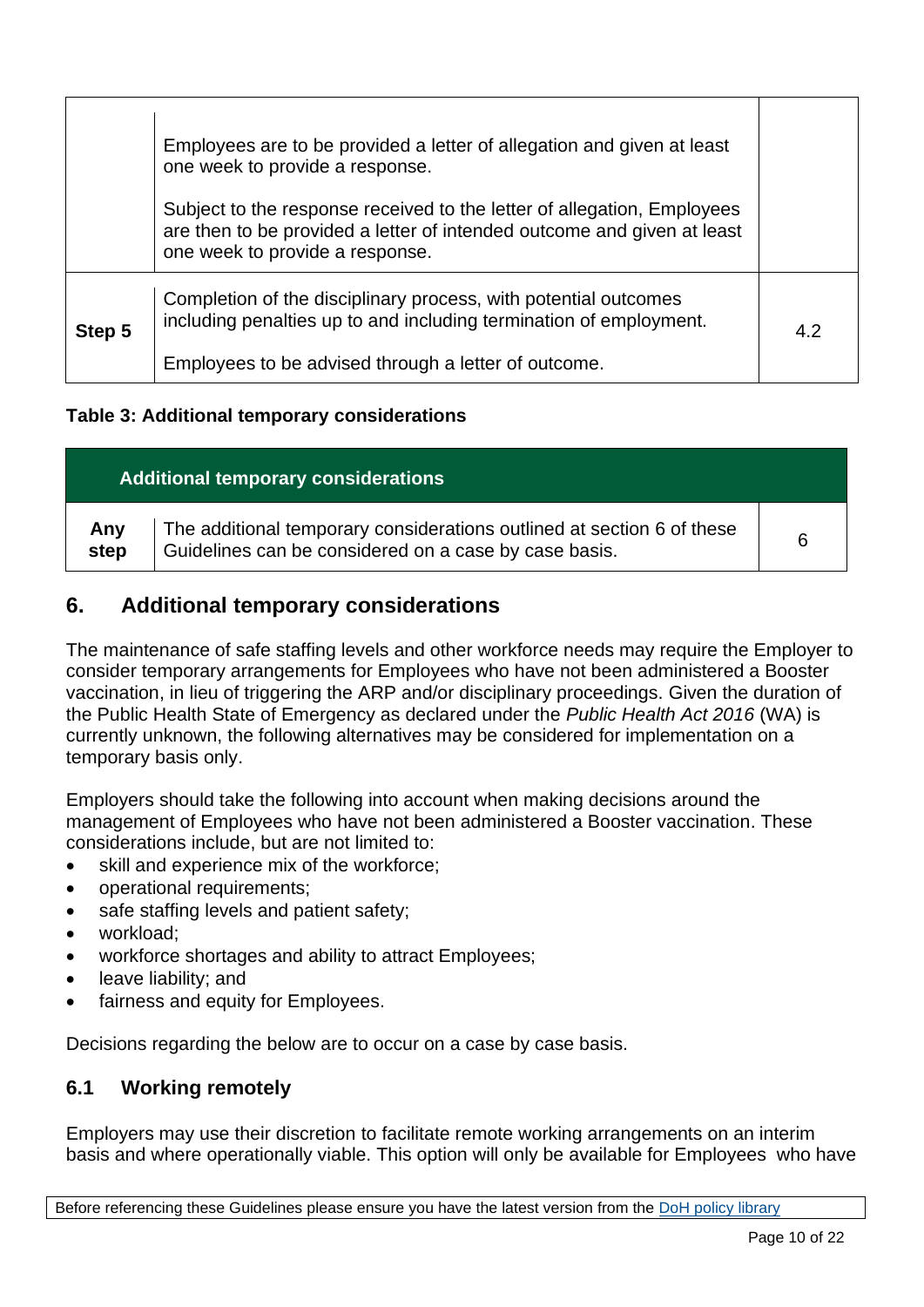|  |  |  |
|---|---|---|
|  | Employees are to be provided a letter of allegation and given at least one week to provide a response.<br><br>Subject to the response received to the letter of allegation, Employees are then to be provided a letter of intended outcome and given at least one week to provide a response. |  |
| **Step 5** | Completion of the disciplinary process, with potential outcomes including penalties up to and including termination of employment.<br><br>Employees to be advised through a letter of outcome. | 4.2 |

**Table 3: Additional temporary considerations**

| **Additional temporary considerations** | | |
|---|---|---|
| **Any step** | The additional temporary considerations outlined at section 6 of these Guidelines can be considered on a case by case basis. | 6 |

## 6. Additional temporary considerations

The maintenance of safe staffing levels and other workforce needs may require the Employer to consider temporary arrangements for Employees who have not been administered a Booster vaccination, in lieu of triggering the ARP and/or disciplinary proceedings. Given the duration of the Public Health State of Emergency as declared under the *Public Health Act 2016* (WA) is currently unknown, the following alternatives may be considered for implementation on a temporary basis only.

Employers should take the following into account when making decisions around the management of Employees who have not been administered a Booster vaccination. These considerations include, but are not limited to:

- skill and experience mix of the workforce;
- operational requirements;
- safe staffing levels and patient safety;
- workload;
- workforce shortages and ability to attract Employees;
- leave liability; and
- fairness and equity for Employees.

Decisions regarding the below are to occur on a case by case basis.

### 6.1 Working remotely

Employers may use their discretion to facilitate remote working arrangements on an interim basis and where operationally viable. This option will only be available for Employees who have

Before referencing these Guidelines please ensure you have the latest version from the DoH policy library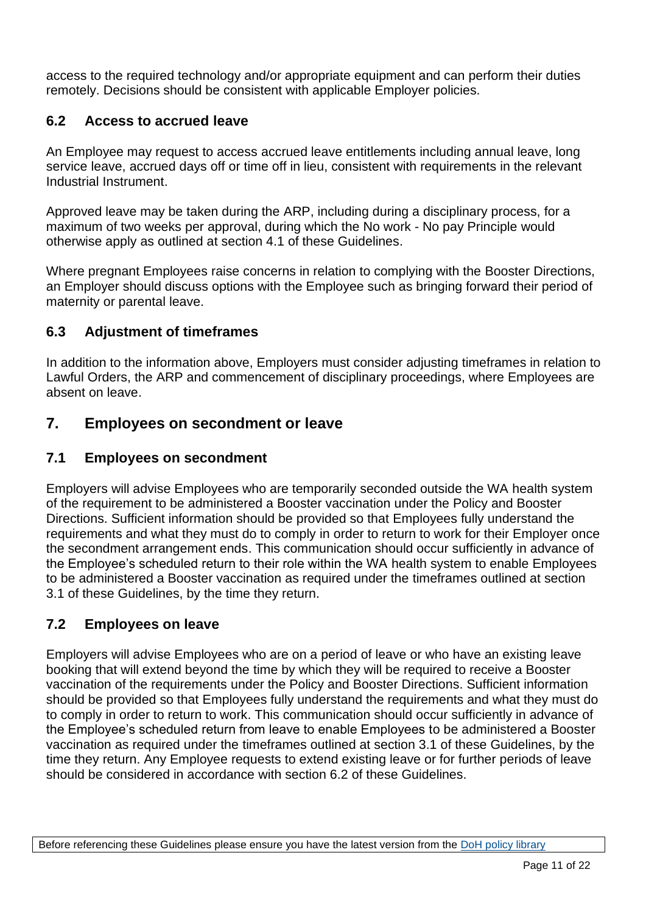access to the required technology and/or appropriate equipment and can perform their duties remotely. Decisions should be consistent with applicable Employer policies.

### 6.2 Access to accrued leave

An Employee may request to access accrued leave entitlements including annual leave, long service leave, accrued days off or time off in lieu, consistent with requirements in the relevant Industrial Instrument.

Approved leave may be taken during the ARP, including during a disciplinary process, for a maximum of two weeks per approval, during which the No work - No pay Principle would otherwise apply as outlined at section 4.1 of these Guidelines.

Where pregnant Employees raise concerns in relation to complying with the Booster Directions, an Employer should discuss options with the Employee such as bringing forward their period of maternity or parental leave.

### 6.3 Adjustment of timeframes

In addition to the information above, Employers must consider adjusting timeframes in relation to Lawful Orders, the ARP and commencement of disciplinary proceedings, where Employees are absent on leave.

## 7. Employees on secondment or leave

### 7.1 Employees on secondment

Employers will advise Employees who are temporarily seconded outside the WA health system of the requirement to be administered a Booster vaccination under the Policy and Booster Directions. Sufficient information should be provided so that Employees fully understand the requirements and what they must do to comply in order to return to work for their Employer once the secondment arrangement ends. This communication should occur sufficiently in advance of the Employee's scheduled return to their role within the WA health system to enable Employees to be administered a Booster vaccination as required under the timeframes outlined at section 3.1 of these Guidelines, by the time they return.

### 7.2 Employees on leave

Employers will advise Employees who are on a period of leave or who have an existing leave booking that will extend beyond the time by which they will be required to receive a Booster vaccination of the requirements under the Policy and Booster Directions. Sufficient information should be provided so that Employees fully understand the requirements and what they must do to comply in order to return to work. This communication should occur sufficiently in advance of the Employee's scheduled return from leave to enable Employees to be administered a Booster vaccination as required under the timeframes outlined at section 3.1 of these Guidelines, by the time they return. Any Employee requests to extend existing leave or for further periods of leave should be considered in accordance with section 6.2 of these Guidelines.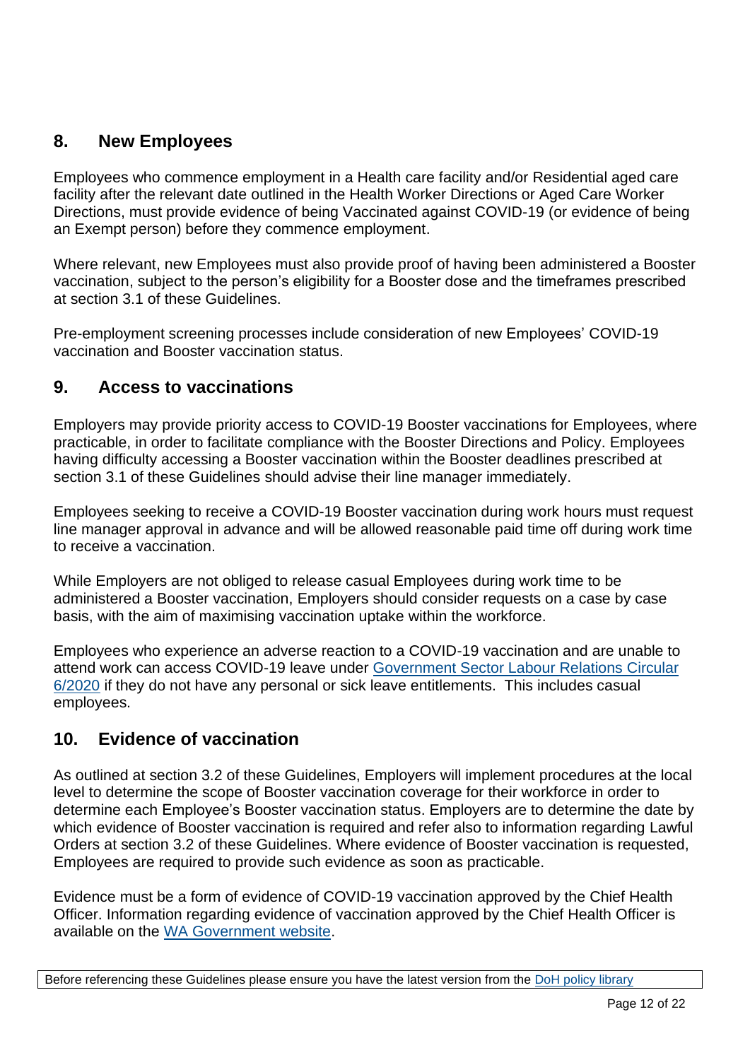## 8. New Employees

Employees who commence employment in a Health care facility and/or Residential aged care facility after the relevant date outlined in the Health Worker Directions or Aged Care Worker Directions, must provide evidence of being Vaccinated against COVID-19 (or evidence of being an Exempt person) before they commence employment.

Where relevant, new Employees must also provide proof of having been administered a Booster vaccination, subject to the person's eligibility for a Booster dose and the timeframes prescribed at section 3.1 of these Guidelines.

Pre-employment screening processes include consideration of new Employees' COVID-19 vaccination and Booster vaccination status.

## 9. Access to vaccinations

Employers may provide priority access to COVID-19 Booster vaccinations for Employees, where practicable, in order to facilitate compliance with the Booster Directions and Policy. Employees having difficulty accessing a Booster vaccination within the Booster deadlines prescribed at section 3.1 of these Guidelines should advise their line manager immediately.

Employees seeking to receive a COVID-19 Booster vaccination during work hours must request line manager approval in advance and will be allowed reasonable paid time off during work time to receive a vaccination.

While Employers are not obliged to release casual Employees during work time to be administered a Booster vaccination, Employers should consider requests on a case by case basis, with the aim of maximising vaccination uptake within the workforce.

Employees who experience an adverse reaction to a COVID-19 vaccination and are unable to attend work can access COVID-19 leave under Government Sector Labour Relations Circular 6/2020 if they do not have any personal or sick leave entitlements. This includes casual employees.

## 10. Evidence of vaccination

As outlined at section 3.2 of these Guidelines, Employers will implement procedures at the local level to determine the scope of Booster vaccination coverage for their workforce in order to determine each Employee's Booster vaccination status. Employers are to determine the date by which evidence of Booster vaccination is required and refer also to information regarding Lawful Orders at section 3.2 of these Guidelines. Where evidence of Booster vaccination is requested, Employees are required to provide such evidence as soon as practicable.

Evidence must be a form of evidence of COVID-19 vaccination approved by the Chief Health Officer. Information regarding evidence of vaccination approved by the Chief Health Officer is available on the WA Government website.

Before referencing these Guidelines please ensure you have the latest version from the DoH policy library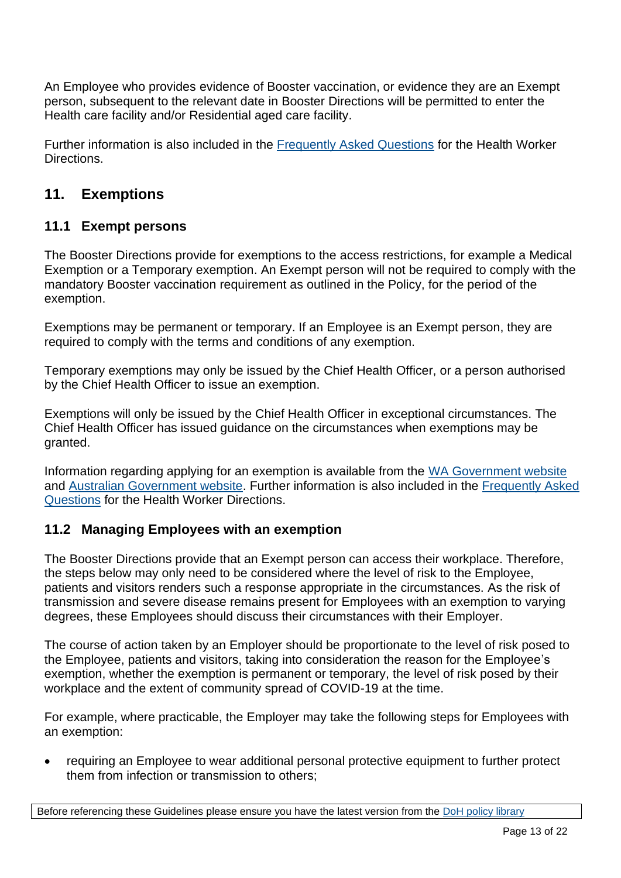An Employee who provides evidence of Booster vaccination, or evidence they are an Exempt person, subsequent to the relevant date in Booster Directions will be permitted to enter the Health care facility and/or Residential aged care facility.

Further information is also included in the [Frequently Asked Questions] for the Health Worker Directions.

## 11. Exemptions

### 11.1 Exempt persons

The Booster Directions provide for exemptions to the access restrictions, for example a Medical Exemption or a Temporary exemption. An Exempt person will not be required to comply with the mandatory Booster vaccination requirement as outlined in the Policy, for the period of the exemption.

Exemptions may be permanent or temporary. If an Employee is an Exempt person, they are required to comply with the terms and conditions of any exemption.

Temporary exemptions may only be issued by the Chief Health Officer, or a person authorised by the Chief Health Officer to issue an exemption.

Exemptions will only be issued by the Chief Health Officer in exceptional circumstances. The Chief Health Officer has issued guidance on the circumstances when exemptions may be granted.

Information regarding applying for an exemption is available from the [WA Government website] and [Australian Government website]. Further information is also included in the [Frequently Asked Questions] for the Health Worker Directions.

### 11.2 Managing Employees with an exemption

The Booster Directions provide that an Exempt person can access their workplace. Therefore, the steps below may only need to be considered where the level of risk to the Employee, patients and visitors renders such a response appropriate in the circumstances. As the risk of transmission and severe disease remains present for Employees with an exemption to varying degrees, these Employees should discuss their circumstances with their Employer.

The course of action taken by an Employer should be proportionate to the level of risk posed to the Employee, patients and visitors, taking into consideration the reason for the Employee's exemption, whether the exemption is permanent or temporary, the level of risk posed by their workplace and the extent of community spread of COVID-19 at the time.

For example, where practicable, the Employer may take the following steps for Employees with an exemption:

- requiring an Employee to wear additional personal protective equipment to further protect them from infection or transmission to others;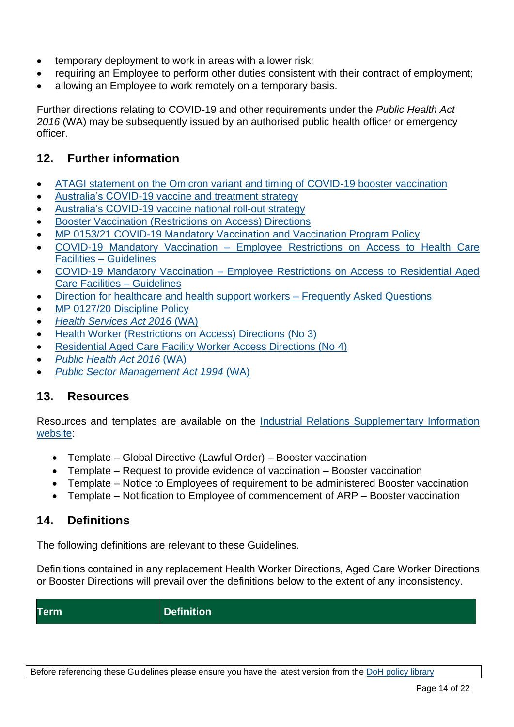- temporary deployment to work in areas with a lower risk;
- requiring an Employee to perform other duties consistent with their contract of employment;
- allowing an Employee to work remotely on a temporary basis.

Further directions relating to COVID-19 and other requirements under the *Public Health Act 2016* (WA) may be subsequently issued by an authorised public health officer or emergency officer.

## 12. Further information

- ATAGI statement on the Omicron variant and timing of COVID-19 booster vaccination
- Australia's COVID-19 vaccine and treatment strategy
- Australia's COVID-19 vaccine national roll-out strategy
- Booster Vaccination (Restrictions on Access) Directions
- MP 0153/21 COVID-19 Mandatory Vaccination and Vaccination Program Policy
- COVID-19 Mandatory Vaccination – Employee Restrictions on Access to Health Care Facilities – Guidelines
- COVID-19 Mandatory Vaccination – Employee Restrictions on Access to Residential Aged Care Facilities – Guidelines
- Direction for healthcare and health support workers – Frequently Asked Questions
- MP 0127/20 Discipline Policy
- *Health Services Act 2016* (WA)
- Health Worker (Restrictions on Access) Directions (No 3)
- Residential Aged Care Facility Worker Access Directions (No 4)
- *Public Health Act 2016* (WA)
- *Public Sector Management Act 1994* (WA)

## 13. Resources

Resources and templates are available on the Industrial Relations Supplementary Information website:

- Template – Global Directive (Lawful Order) – Booster vaccination
- Template – Request to provide evidence of vaccination – Booster vaccination
- Template – Notice to Employees of requirement to be administered Booster vaccination
- Template – Notification to Employee of commencement of ARP – Booster vaccination

## 14. Definitions

The following definitions are relevant to these Guidelines.

Definitions contained in any replacement Health Worker Directions, Aged Care Worker Directions or Booster Directions will prevail over the definitions below to the extent of any inconsistency.

| Term | Definition |
|---|---|

Before referencing these Guidelines please ensure you have the latest version from the DoH policy library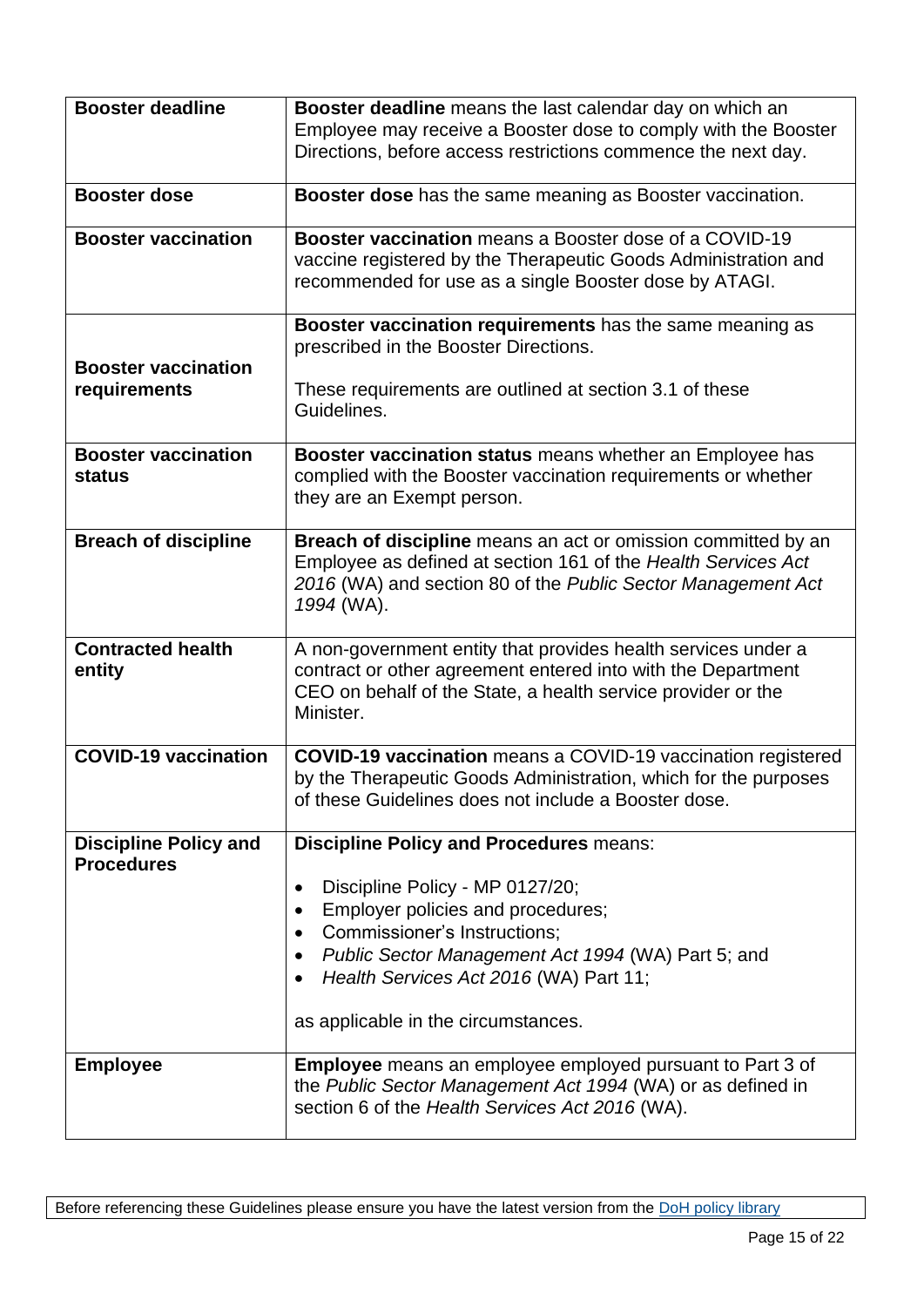| | |
|---|---|
| **Booster deadline** | **Booster deadline** means the last calendar day on which an Employee may receive a Booster dose to comply with the Booster Directions, before access restrictions commence the next day. |
| **Booster dose** | **Booster dose** has the same meaning as Booster vaccination. |
| **Booster vaccination** | **Booster vaccination** means a Booster dose of a COVID-19 vaccine registered by the Therapeutic Goods Administration and recommended for use as a single Booster dose by ATAGI. |
| **Booster vaccination requirements** | **Booster vaccination requirements** has the same meaning as prescribed in the Booster Directions.<br><br>These requirements are outlined at section 3.1 of these Guidelines. |
| **Booster vaccination status** | **Booster vaccination status** means whether an Employee has complied with the Booster vaccination requirements or whether they are an Exempt person. |
| **Breach of discipline** | **Breach of discipline** means an act or omission committed by an Employee as defined at section 161 of the *Health Services Act 2016* (WA) and section 80 of the *Public Sector Management Act 1994* (WA). |
| **Contracted health entity** | A non-government entity that provides health services under a contract or other agreement entered into with the Department CEO on behalf of the State, a health service provider or the Minister. |
| **COVID-19 vaccination** | **COVID-19 vaccination** means a COVID-19 vaccination registered by the Therapeutic Goods Administration, which for the purposes of these Guidelines does not include a Booster dose. |
| **Discipline Policy and Procedures** | **Discipline Policy and Procedures** means:<br><br>• Discipline Policy - MP 0127/20;<br>• Employer policies and procedures;<br>• Commissioner's Instructions;<br>• *Public Sector Management Act 1994* (WA) Part 5; and<br>• *Health Services Act 2016* (WA) Part 11;<br><br>as applicable in the circumstances. |
| **Employee** | **Employee** means an employee employed pursuant to Part 3 of the *Public Sector Management Act 1994* (WA) or as defined in section 6 of the *Health Services Act 2016* (WA). |

Before referencing these Guidelines please ensure you have the latest version from the DoH policy library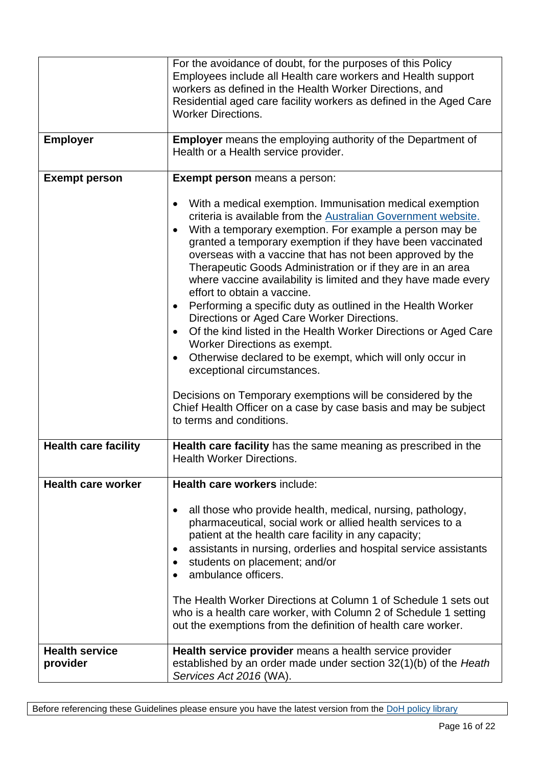| | |
|---|---|
| | For the avoidance of doubt, for the purposes of this Policy Employees include all Health care workers and Health support workers as defined in the Health Worker Directions, and Residential aged care facility workers as defined in the Aged Care Worker Directions. |
| **Employer** | **Employer** means the employing authority of the Department of Health or a Health service provider. |
| **Exempt person** | **Exempt person** means a person:<br><br>• With a medical exemption. Immunisation medical exemption criteria is available from the [Australian Government website.](#)<br>• With a temporary exemption. For example a person may be granted a temporary exemption if they have been vaccinated overseas with a vaccine that has not been approved by the Therapeutic Goods Administration or if they are in an area where vaccine availability is limited and they have made every effort to obtain a vaccine.<br>• Performing a specific duty as outlined in the Health Worker Directions or Aged Care Worker Directions.<br>• Of the kind listed in the Health Worker Directions or Aged Care Worker Directions as exempt.<br>• Otherwise declared to be exempt, which will only occur in exceptional circumstances.<br><br>Decisions on Temporary exemptions will be considered by the Chief Health Officer on a case by case basis and may be subject to terms and conditions. |
| **Health care facility** | **Health care facility** has the same meaning as prescribed in the Health Worker Directions. |
| **Health care worker** | **Health care workers** include:<br><br>• all those who provide health, medical, nursing, pathology, pharmaceutical, social work or allied health services to a patient at the health care facility in any capacity;<br>• assistants in nursing, orderlies and hospital service assistants<br>• students on placement; and/or<br>• ambulance officers.<br><br>The Health Worker Directions at Column 1 of Schedule 1 sets out who is a health care worker, with Column 2 of Schedule 1 setting out the exemptions from the definition of health care worker. |
| **Health service provider** | **Health service provider** means a health service provider established by an order made under section 32(1)(b) of the *Heath Services Act 2016* (WA). |

Before referencing these Guidelines please ensure you have the latest version from the [DoH policy library](#)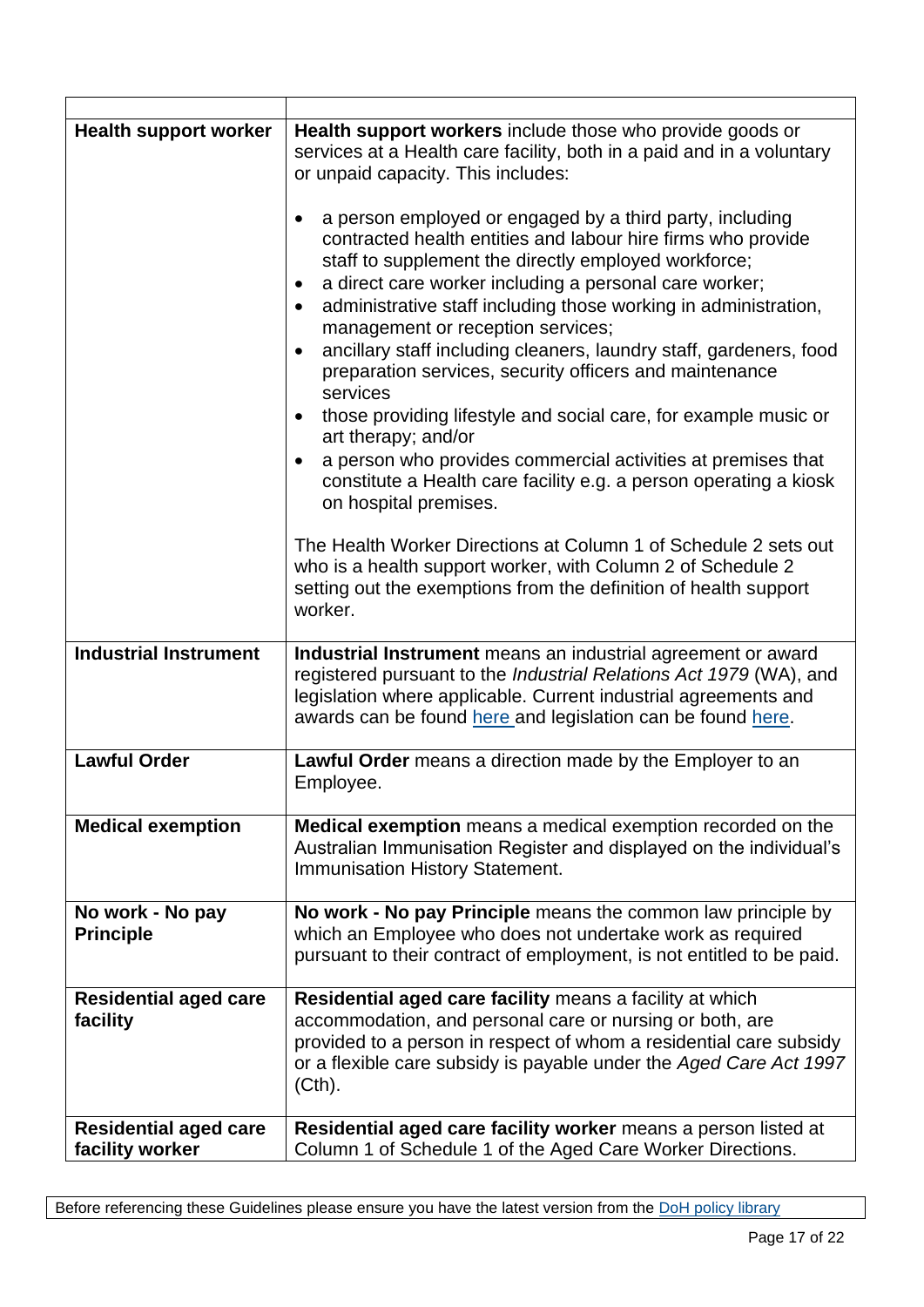| | |
|---|---|
| **Health support worker** | **Health support workers** include those who provide goods or services at a Health care facility, both in a paid and in a voluntary or unpaid capacity. This includes:<br><br>• a person employed or engaged by a third party, including contracted health entities and labour hire firms who provide staff to supplement the directly employed workforce;<br>• a direct care worker including a personal care worker;<br>• administrative staff including those working in administration, management or reception services;<br>• ancillary staff including cleaners, laundry staff, gardeners, food preparation services, security officers and maintenance services<br>• those providing lifestyle and social care, for example music or art therapy; and/or<br>• a person who provides commercial activities at premises that constitute a Health care facility e.g. a person operating a kiosk on hospital premises.<br><br>The Health Worker Directions at Column 1 of Schedule 2 sets out who is a health support worker, with Column 2 of Schedule 2 setting out the exemptions from the definition of health support worker. |
| **Industrial Instrument** | **Industrial Instrument** means an industrial agreement or award registered pursuant to the *Industrial Relations Act 1979* (WA), and legislation where applicable. Current industrial agreements and awards can be found here and legislation can be found here. |
| **Lawful Order** | **Lawful Order** means a direction made by the Employer to an Employee. |
| **Medical exemption** | **Medical exemption** means a medical exemption recorded on the Australian Immunisation Register and displayed on the individual's Immunisation History Statement. |
| **No work - No pay Principle** | **No work - No pay Principle** means the common law principle by which an Employee who does not undertake work as required pursuant to their contract of employment, is not entitled to be paid. |
| **Residential aged care facility** | **Residential aged care facility** means a facility at which accommodation, and personal care or nursing or both, are provided to a person in respect of whom a residential care subsidy or a flexible care subsidy is payable under the *Aged Care Act 1997* (Cth). |
| **Residential aged care facility worker** | **Residential aged care facility worker** means a person listed at Column 1 of Schedule 1 of the Aged Care Worker Directions. |

Before referencing these Guidelines please ensure you have the latest version from the DoH policy library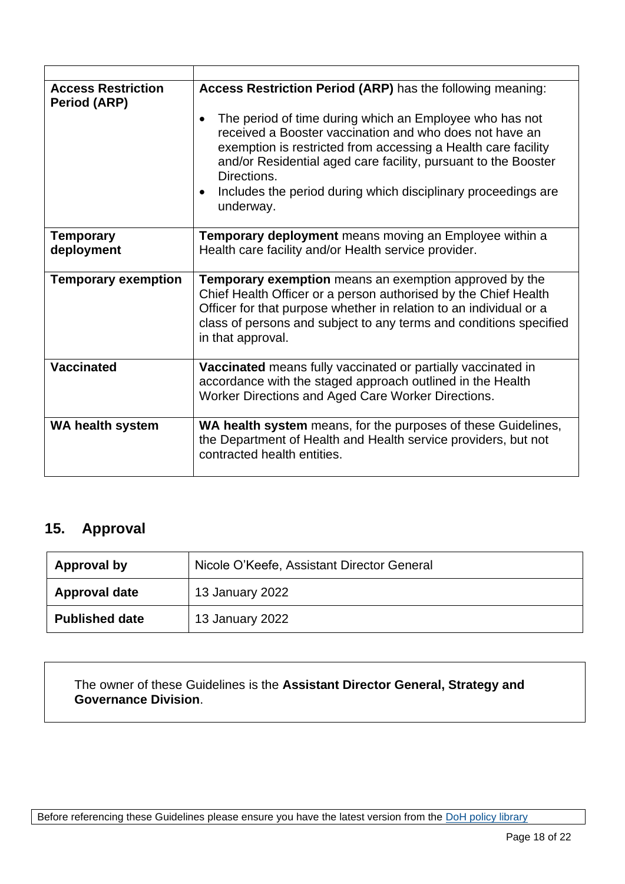| | |
|---|---|
| **Access Restriction Period (ARP)** | **Access Restriction Period (ARP)** has the following meaning:<br>• The period of time during which an Employee who has not received a Booster vaccination and who does not have an exemption is restricted from accessing a Health care facility and/or Residential aged care facility, pursuant to the Booster Directions.<br>• Includes the period during which disciplinary proceedings are underway. |
| **Temporary deployment** | **Temporary deployment** means moving an Employee within a Health care facility and/or Health service provider. |
| **Temporary exemption** | **Temporary exemption** means an exemption approved by the Chief Health Officer or a person authorised by the Chief Health Officer for that purpose whether in relation to an individual or a class of persons and subject to any terms and conditions specified in that approval. |
| **Vaccinated** | **Vaccinated** means fully vaccinated or partially vaccinated in accordance with the staged approach outlined in the Health Worker Directions and Aged Care Worker Directions. |
| **WA health system** | **WA health system** means, for the purposes of these Guidelines, the Department of Health and Health service providers, but not contracted health entities. |

## 15. Approval

| | |
|---|---|
| **Approval by** | Nicole O'Keefe, Assistant Director General |
| **Approval date** | 13 January 2022 |
| **Published date** | 13 January 2022 |

The owner of these Guidelines is the **Assistant Director General, Strategy and Governance Division**.

Before referencing these Guidelines please ensure you have the latest version from the [DoH policy library]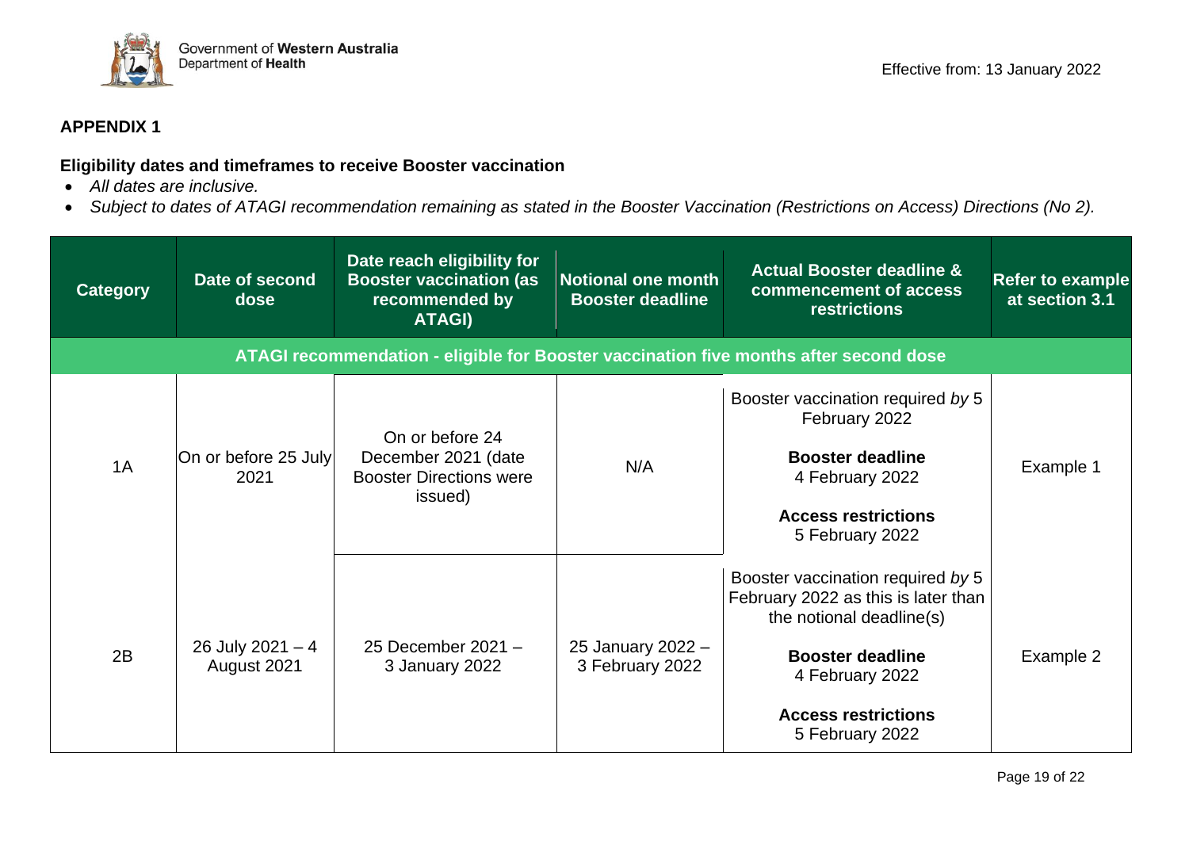Effective from: 13 January 2022

## APPENDIX 1

### Eligibility dates and timeframes to receive Booster vaccination

- *All dates are inclusive.*
- *Subject to dates of ATAGI recommendation remaining as stated in the Booster Vaccination (Restrictions on Access) Directions (No 2).*

| Category | Date of second dose | Date reach eligibility for Booster vaccination (as recommended by ATAGI) | Notional one month Booster deadline | Actual Booster deadline & commencement of access restrictions | Refer to example at section 3.1 |
|---|---|---|---|---|---|
| **ATAGI recommendation - eligible for Booster vaccination five months after second dose** | | | | | |
| 1A | On or before 25 July 2021 | On or before 24 December 2021 (date Booster Directions were issued) | N/A | Booster vaccination required *by* 5 February 2022<br><br>**Booster deadline**<br>4 February 2022<br><br>**Access restrictions**<br>5 February 2022 | Example 1 |
| 2B | 26 July 2021 – 4 August 2021 | 25 December 2021 – 3 January 2022 | 25 January 2022 – 3 February 2022 | Booster vaccination required *by* 5 February 2022 as this is later than the notional deadline(s)<br><br>**Booster deadline**<br>4 February 2022<br><br>**Access restrictions**<br>5 February 2022 | Example 2 |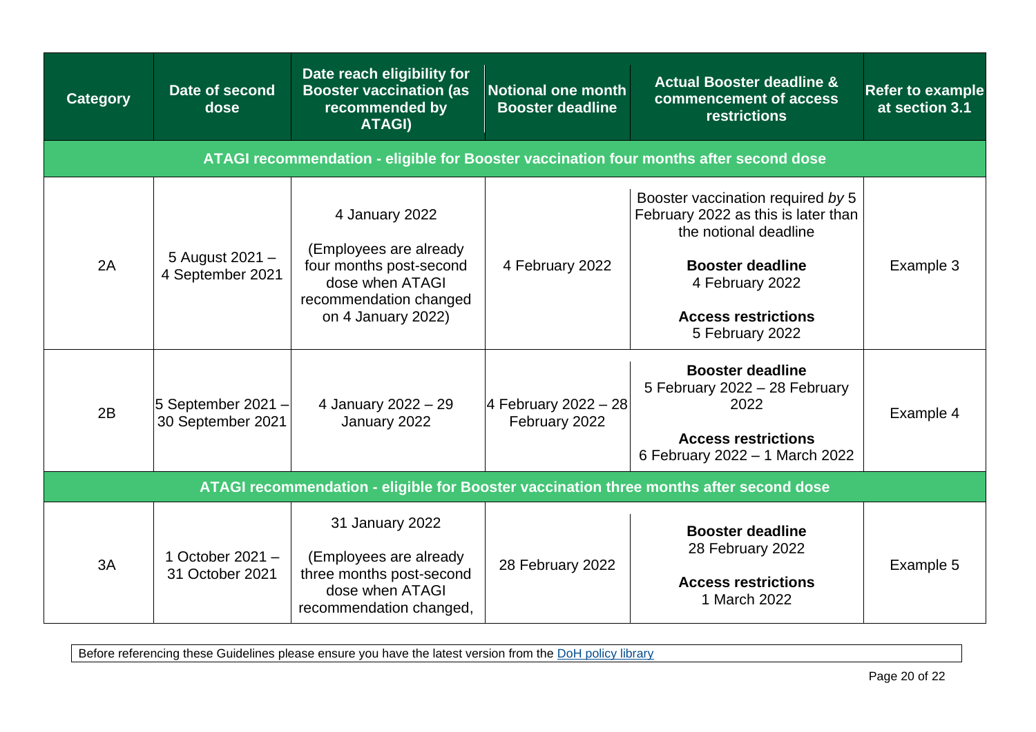| Category | Date of second dose | Date reach eligibility for Booster vaccination (as recommended by ATAGI) | Notional one month Booster deadline | Actual Booster deadline & commencement of access restrictions | Refer to example at section 3.1 |
|---|---|---|---|---|---|
| **ATAGI recommendation - eligible for Booster vaccination four months after second dose** | | | | | |
| 2A | 5 August 2021 – 4 September 2021 | 4 January 2022<br><br>(Employees are already four months post-second dose when ATAGI recommendation changed on 4 January 2022) | 4 February 2022 | Booster vaccination required *by* 5 February 2022 as this is later than the notional deadline<br><br>**Booster deadline**<br>4 February 2022<br><br>**Access restrictions**<br>5 February 2022 | Example 3 |
| 2B | 5 September 2021 – 30 September 2021 | 4 January 2022 – 29 January 2022 | 4 February 2022 – 28 February 2022 | **Booster deadline**<br>5 February 2022 – 28 February 2022<br><br>**Access restrictions**<br>6 February 2022 – 1 March 2022 | Example 4 |
| **ATAGI recommendation - eligible for Booster vaccination three months after second dose** | | | | | |
| 3A | 1 October 2021 – 31 October 2021 | 31 January 2022<br><br>(Employees are already three months post-second dose when ATAGI recommendation changed, | 28 February 2022 | **Booster deadline**<br>28 February 2022<br><br>**Access restrictions**<br>1 March 2022 | Example 5 |

Before referencing these Guidelines please ensure you have the latest version from the DoH policy library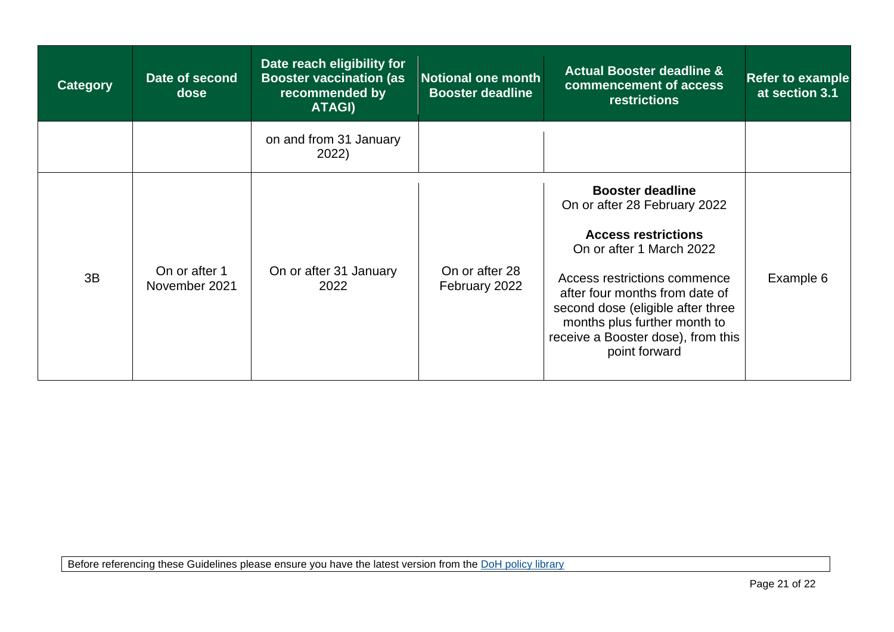| Category | Date of second dose | Date reach eligibility for Booster vaccination (as recommended by ATAGI) | Notional one month Booster deadline | Actual Booster deadline & commencement of access restrictions | Refer to example at section 3.1 |
|---|---|---|---|---|---|
| | | on and from 31 January 2022) | | | |
| 3B | On or after 1 November 2021 | On or after 31 January 2022 | On or after 28 February 2022 | **Booster deadline** On or after 28 February 2022 **Access restrictions** On or after 1 March 2022 Access restrictions commence after four months from date of second dose (eligible after three months plus further month to receive a Booster dose), from this point forward | Example 6 |

Before referencing these Guidelines please ensure you have the latest version from the DoH policy library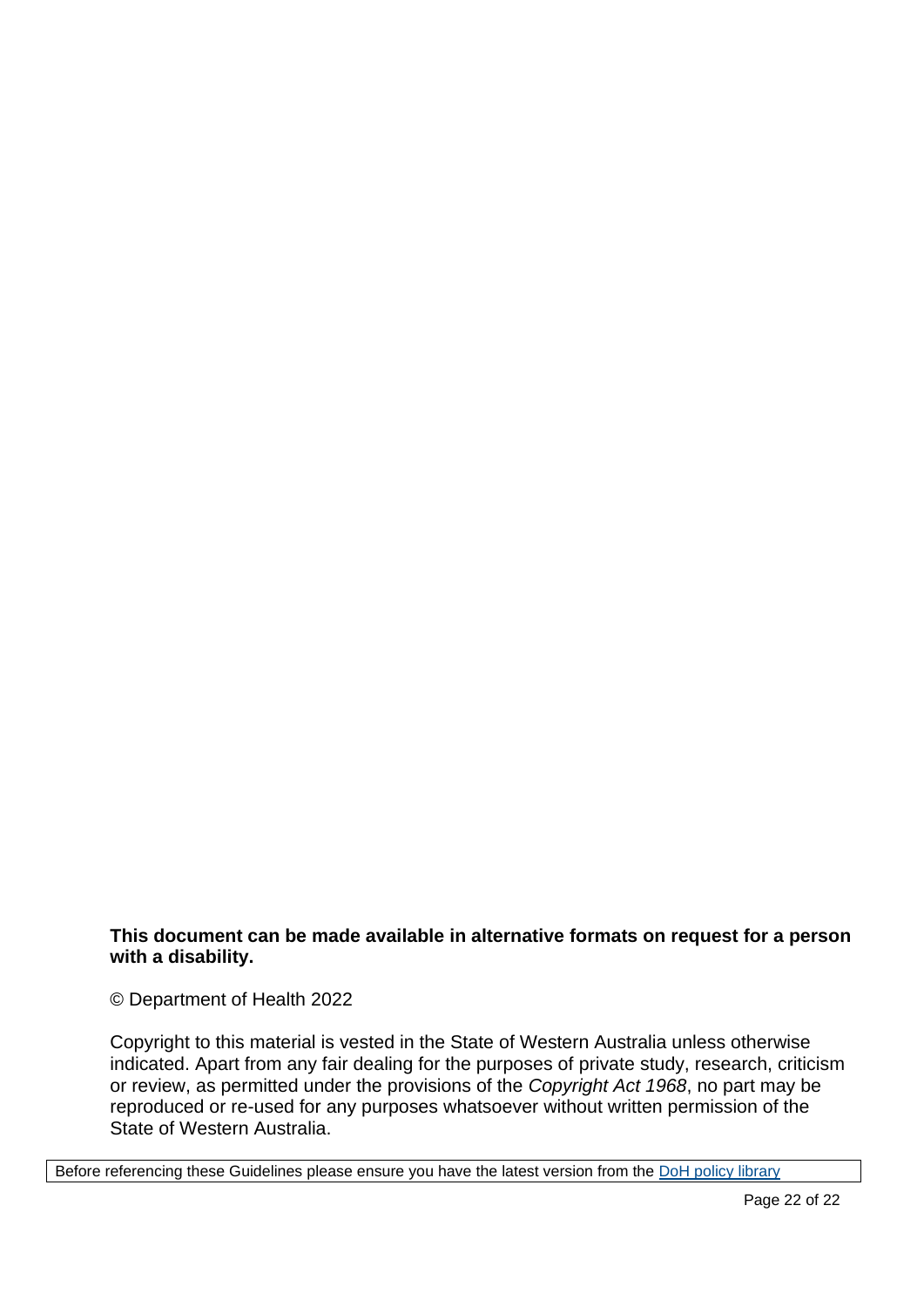**This document can be made available in alternative formats on request for a person with a disability.**

© Department of Health 2022

Copyright to this material is vested in the State of Western Australia unless otherwise indicated. Apart from any fair dealing for the purposes of private study, research, criticism or review, as permitted under the provisions of the *Copyright Act 1968*, no part may be reproduced or re-used for any purposes whatsoever without written permission of the State of Western Australia.

Before referencing these Guidelines please ensure you have the latest version from the DoH policy library